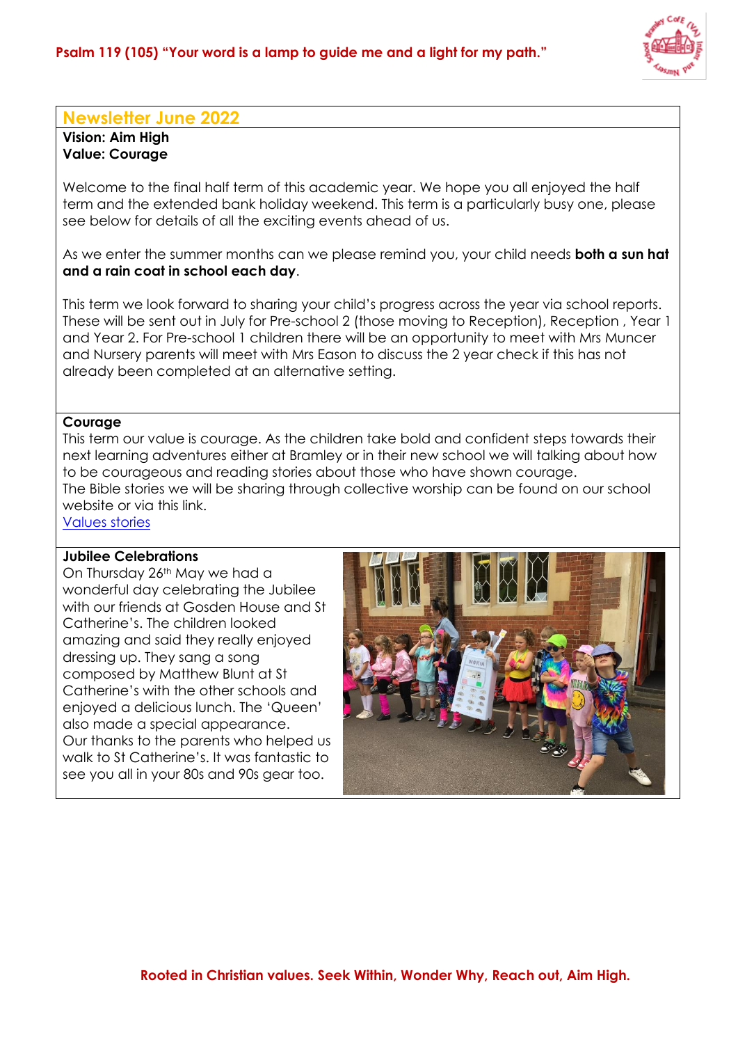**Psalm 119 (105) "Your word is a lamp to guide me and a light for my path."**

## Newsletter June 2022

**Vision: Aim High**
**Value: Courage**

Welcome to the final half term of this academic year. We hope you all enjoyed the half term and the extended bank holiday weekend. This term is a particularly busy one, please see below for details of all the exciting events ahead of us.

As we enter the summer months can we please remind you, your child needs **both a sun hat and a rain coat in school each day**.

This term we look forward to sharing your child's progress across the year via school reports. These will be sent out in July for Pre-school 2 (those moving to Reception), Reception , Year 1 and Year 2. For Pre-school 1 children there will be an opportunity to meet with Mrs Muncer and Nursery parents will meet with Mrs Eason to discuss the 2 year check if this has not already been completed at an alternative setting.

### Courage

This term our value is courage. As the children take bold and confident steps towards their next learning adventures either at Bramley or in their new school we will talking about how to be courageous and reading stories about those who have shown courage.
The Bible stories we will be sharing through collective worship can be found on our school website or via this link.
[Values stories]

### Jubilee Celebrations

On Thursday 26th May we had a wonderful day celebrating the Jubilee with our friends at Gosden House and St Catherine's. The children looked amazing and said they really enjoyed dressing up. They sang a song composed by Matthew Blunt at St Catherine's with the other schools and enjoyed a delicious lunch. The 'Queen' also made a special appearance.
Our thanks to the parents who helped us walk to St Catherine's. It was fantastic to see you all in your 80s and 90s gear too.

**Rooted in Christian values. Seek Within, Wonder Why, Reach out, Aim High.**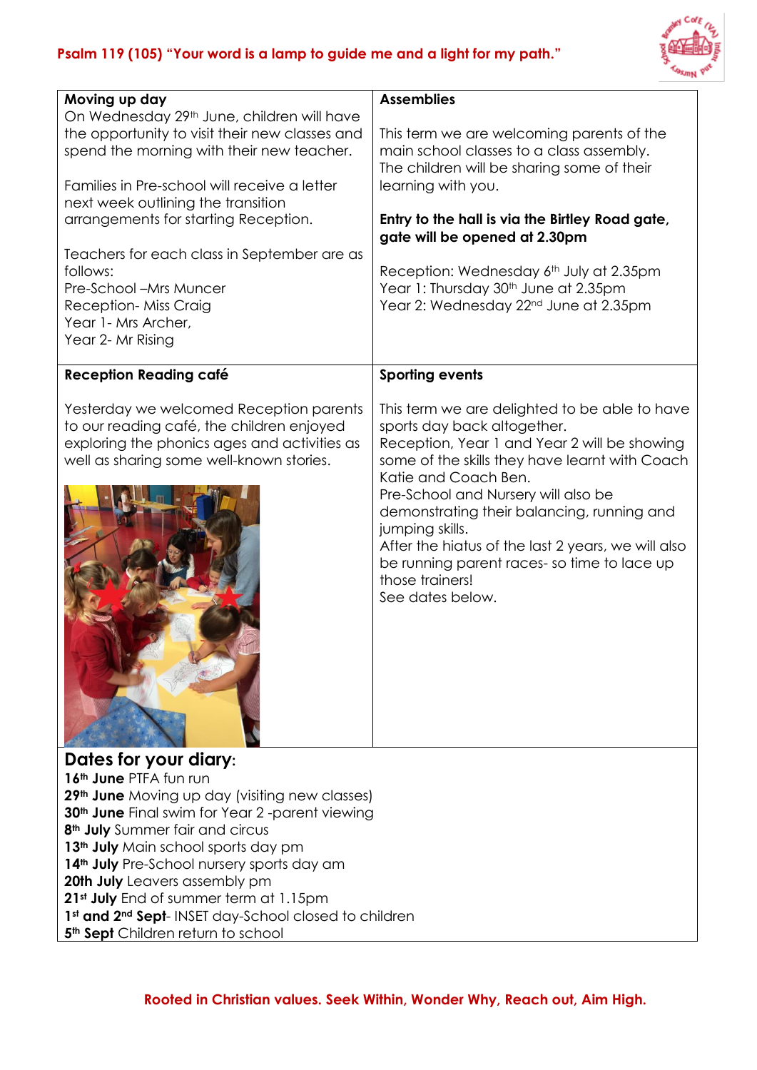**Psalm 119 (105) "Your word is a lamp to guide me and a light for my path."**

## Moving up day

On Wednesday 29th June, children will have the opportunity to visit their new classes and spend the morning with their new teacher.

Families in Pre-school will receive a letter next week outlining the transition arrangements for starting Reception.

Teachers for each class in September are as follows:
Pre-School –Mrs Muncer
Reception- Miss Craig
Year 1- Mrs Archer,
Year 2- Mr Rising

## Assemblies

This term we are welcoming parents of the main school classes to a class assembly. The children will be sharing some of their learning with you.

**Entry to the hall is via the Birtley Road gate, gate will be opened at 2.30pm**

Reception: Wednesday 6th July at 2.35pm
Year 1: Thursday 30th June at 2.35pm
Year 2: Wednesday 22nd June at 2.35pm

## Reception Reading café

Yesterday we welcomed Reception parents to our reading café, the children enjoyed exploring the phonics ages and activities as well as sharing some well-known stories.

## Sporting events

This term we are delighted to be able to have sports day back altogether.
Reception, Year 1 and Year 2 will be showing some of the skills they have learnt with Coach Katie and Coach Ben.
Pre-School and Nursery will also be demonstrating their balancing, running and jumping skills.
After the hiatus of the last 2 years, we will also be running parent races- so time to lace up those trainers!
See dates below.

## Dates for your diary:

**16th June** PTFA fun run
**29th June** Moving up day (visiting new classes)
**30th June** Final swim for Year 2 -parent viewing
**8th July** Summer fair and circus
**13th July** Main school sports day pm
**14th July** Pre-School nursery sports day am
**20th July** Leavers assembly pm
**21st July** End of summer term at 1.15pm
**1st and 2nd Sept**- INSET day-School closed to children
**5th Sept** Children return to school

**Rooted in Christian values. Seek Within, Wonder Why, Reach out, Aim High.**